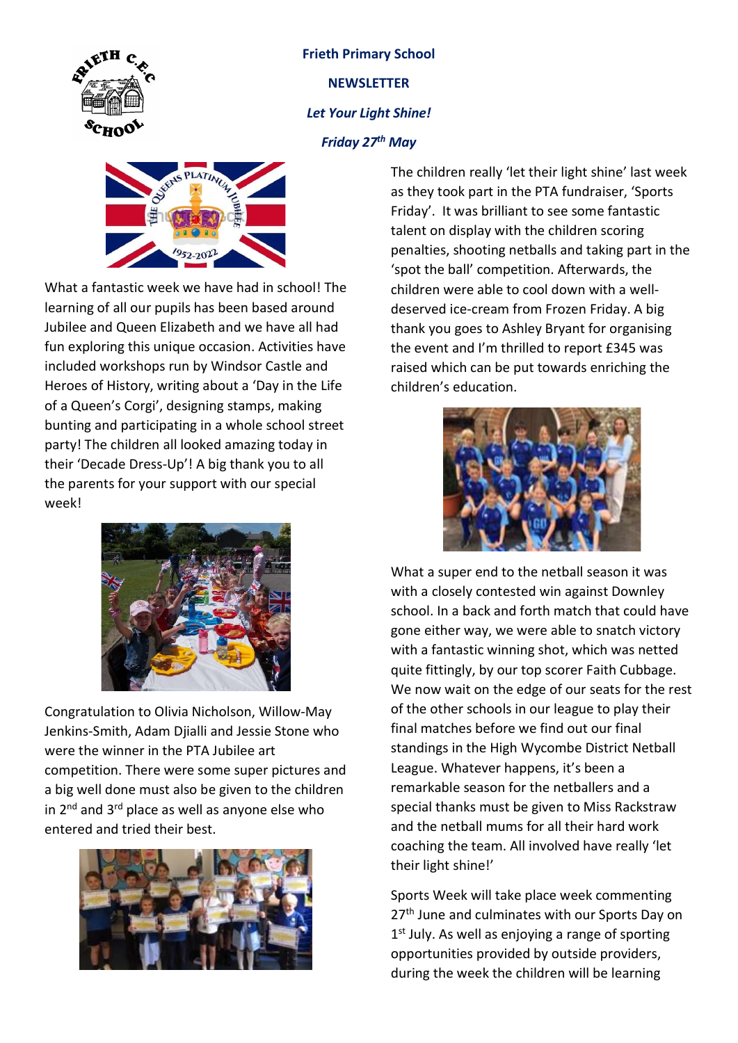**Frieth Primary School**

**NEWSLETTER**

***Let Your Light Shine!***

***Friday 27th May***

What a fantastic week we have had in school! The learning of all our pupils has been based around Jubilee and Queen Elizabeth and we have all had fun exploring this unique occasion. Activities have included workshops run by Windsor Castle and Heroes of History, writing about a 'Day in the Life of a Queen's Corgi', designing stamps, making bunting and participating in a whole school street party! The children all looked amazing today in their 'Decade Dress-Up'! A big thank you to all the parents for your support with our special week!

Congratulation to Olivia Nicholson, Willow-May Jenkins-Smith, Adam Djialli and Jessie Stone who were the winner in the PTA Jubilee art competition. There were some super pictures and a big well done must also be given to the children in 2nd and 3rd place as well as anyone else who entered and tried their best.

The children really 'let their light shine' last week as they took part in the PTA fundraiser, 'Sports Friday'. It was brilliant to see some fantastic talent on display with the children scoring penalties, shooting netballs and taking part in the 'spot the ball' competition. Afterwards, the children were able to cool down with a well-deserved ice-cream from Frozen Friday. A big thank you goes to Ashley Bryant for organising the event and I'm thrilled to report £345 was raised which can be put towards enriching the children's education.

What a super end to the netball season it was with a closely contested win against Downley school. In a back and forth match that could have gone either way, we were able to snatch victory with a fantastic winning shot, which was netted quite fittingly, by our top scorer Faith Cubbage. We now wait on the edge of our seats for the rest of the other schools in our league to play their final matches before we find out our final standings in the High Wycombe District Netball League. Whatever happens, it's been a remarkable season for the netballers and a special thanks must be given to Miss Rackstraw and the netball mums for all their hard work coaching the team. All involved have really 'let their light shine!'

Sports Week will take place week commenting 27th June and culminates with our Sports Day on 1st July. As well as enjoying a range of sporting opportunities provided by outside providers, during the week the children will be learning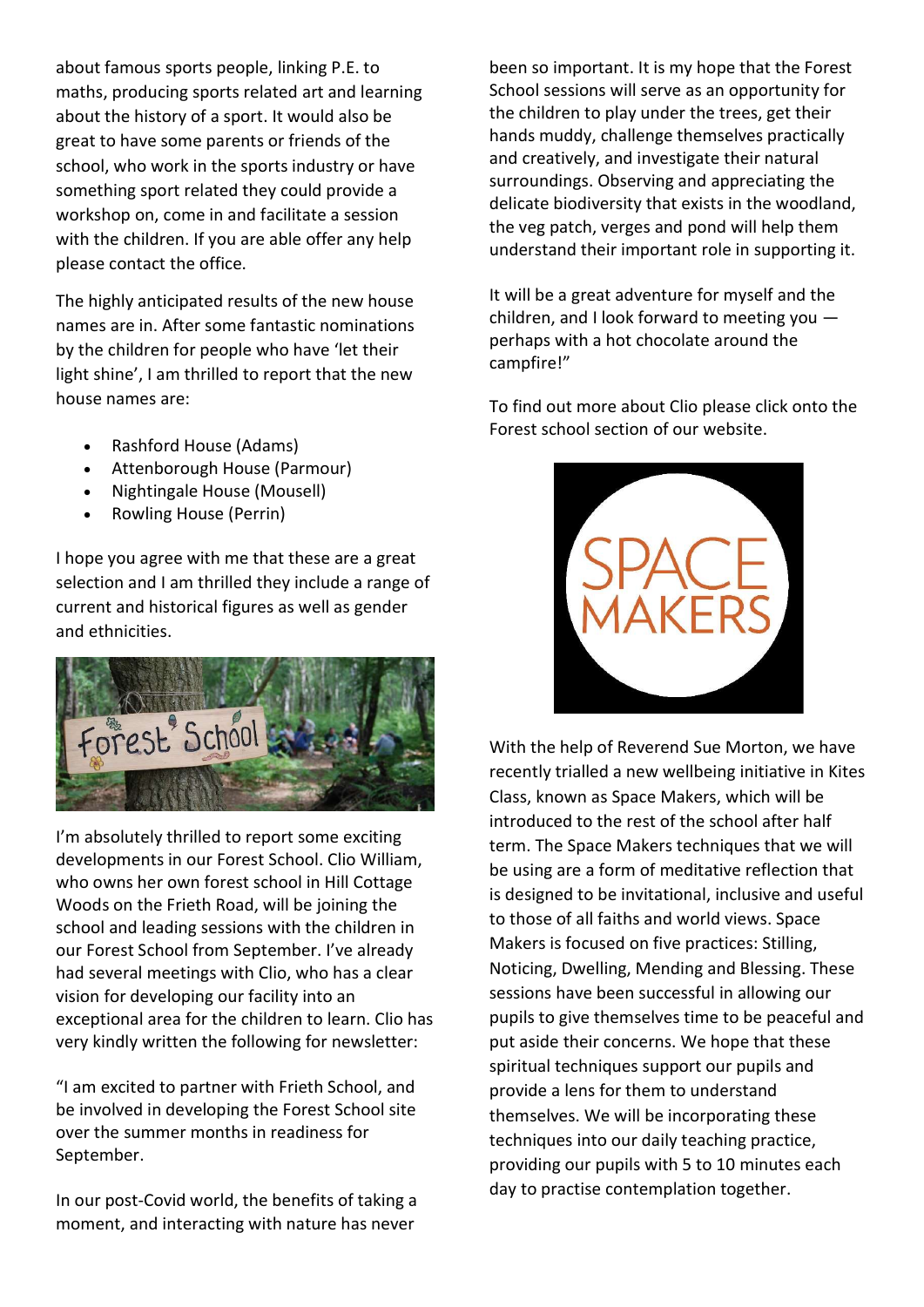about famous sports people, linking P.E. to maths, producing sports related art and learning about the history of a sport. It would also be great to have some parents or friends of the school, who work in the sports industry or have something sport related they could provide a workshop on, come in and facilitate a session with the children. If you are able offer any help please contact the office.

The highly anticipated results of the new house names are in. After some fantastic nominations by the children for people who have 'let their light shine', I am thrilled to report that the new house names are:

- Rashford House (Adams)
- Attenborough House (Parmour)
- Nightingale House (Mousell)
- Rowling House (Perrin)

I hope you agree with me that these are a great selection and I am thrilled they include a range of current and historical figures as well as gender and ethnicities.

I'm absolutely thrilled to report some exciting developments in our Forest School. Clio William, who owns her own forest school in Hill Cottage Woods on the Frieth Road, will be joining the school and leading sessions with the children in our Forest School from September. I've already had several meetings with Clio, who has a clear vision for developing our facility into an exceptional area for the children to learn. Clio has very kindly written the following for newsletter:

"I am excited to partner with Frieth School, and be involved in developing the Forest School site over the summer months in readiness for September.

In our post-Covid world, the benefits of taking a moment, and interacting with nature has never been so important. It is my hope that the Forest School sessions will serve as an opportunity for the children to play under the trees, get their hands muddy, challenge themselves practically and creatively, and investigate their natural surroundings. Observing and appreciating the delicate biodiversity that exists in the woodland, the veg patch, verges and pond will help them understand their important role in supporting it.

It will be a great adventure for myself and the children, and I look forward to meeting you — perhaps with a hot chocolate around the campfire!"

To find out more about Clio please click onto the Forest school section of our website.

With the help of Reverend Sue Morton, we have recently trialled a new wellbeing initiative in Kites Class, known as Space Makers, which will be introduced to the rest of the school after half term. The Space Makers techniques that we will be using are a form of meditative reflection that is designed to be invitational, inclusive and useful to those of all faiths and world views. Space Makers is focused on five practices: Stilling, Noticing, Dwelling, Mending and Blessing. These sessions have been successful in allowing our pupils to give themselves time to be peaceful and put aside their concerns. We hope that these spiritual techniques support our pupils and provide a lens for them to understand themselves. We will be incorporating these techniques into our daily teaching practice, providing our pupils with 5 to 10 minutes each day to practise contemplation together.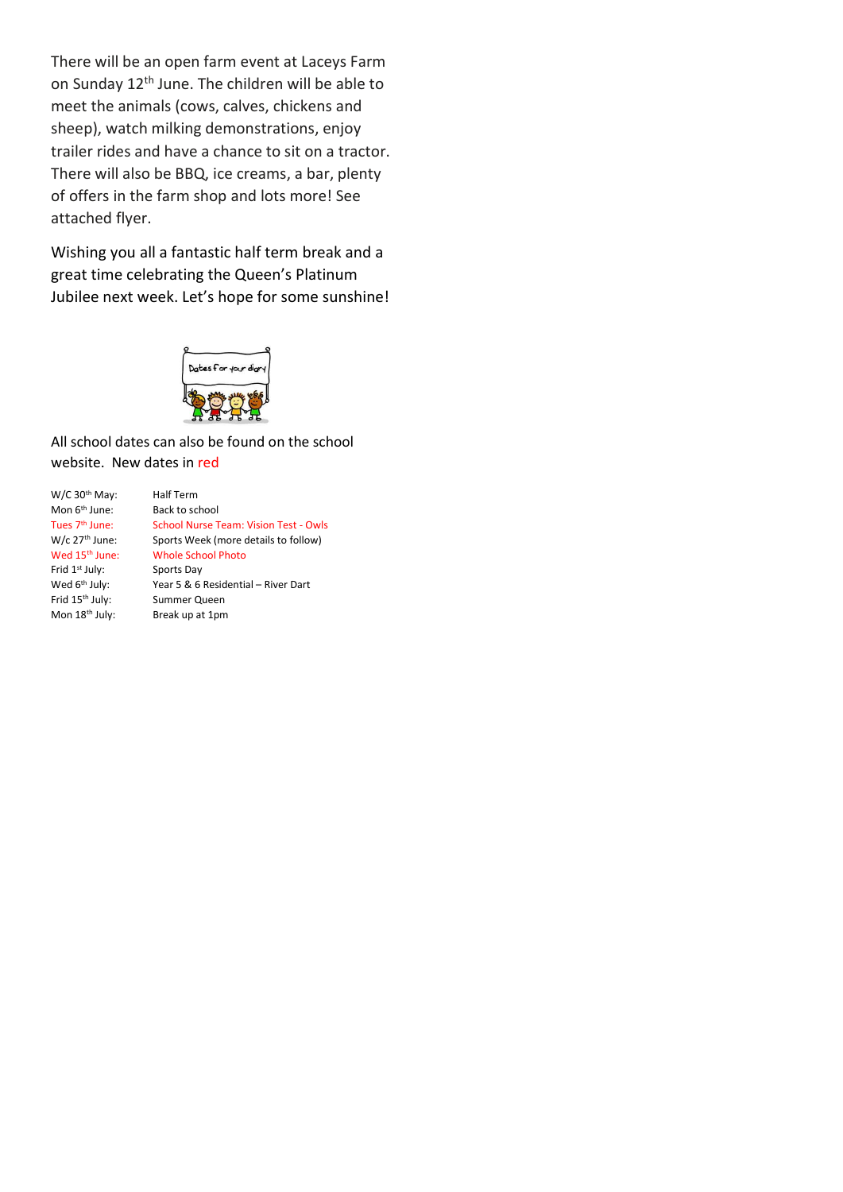There will be an open farm event at Laceys Farm on Sunday 12th June. The children will be able to meet the animals (cows, calves, chickens and sheep), watch milking demonstrations, enjoy trailer rides and have a chance to sit on a tractor. There will also be BBQ, ice creams, a bar, plenty of offers in the farm shop and lots more! See attached flyer.

Wishing you all a fantastic half term break and a great time celebrating the Queen's Platinum Jubilee next week. Let's hope for some sunshine!

Dates for your diary

All school dates can also be found on the school website. New dates in red

| | |
|---|---|
| W/C 30th May: | Half Term |
| Mon 6th June: | Back to school |
| Tues 7th June: | School Nurse Team: Vision Test - Owls |
| W/c 27th June: | Sports Week (more details to follow) |
| Wed 15th June: | Whole School Photo |
| Frid 1st July: | Sports Day |
| Wed 6th July: | Year 5 & 6 Residential – River Dart |
| Frid 15th July: | Summer Queen |
| Mon 18th July: | Break up at 1pm |